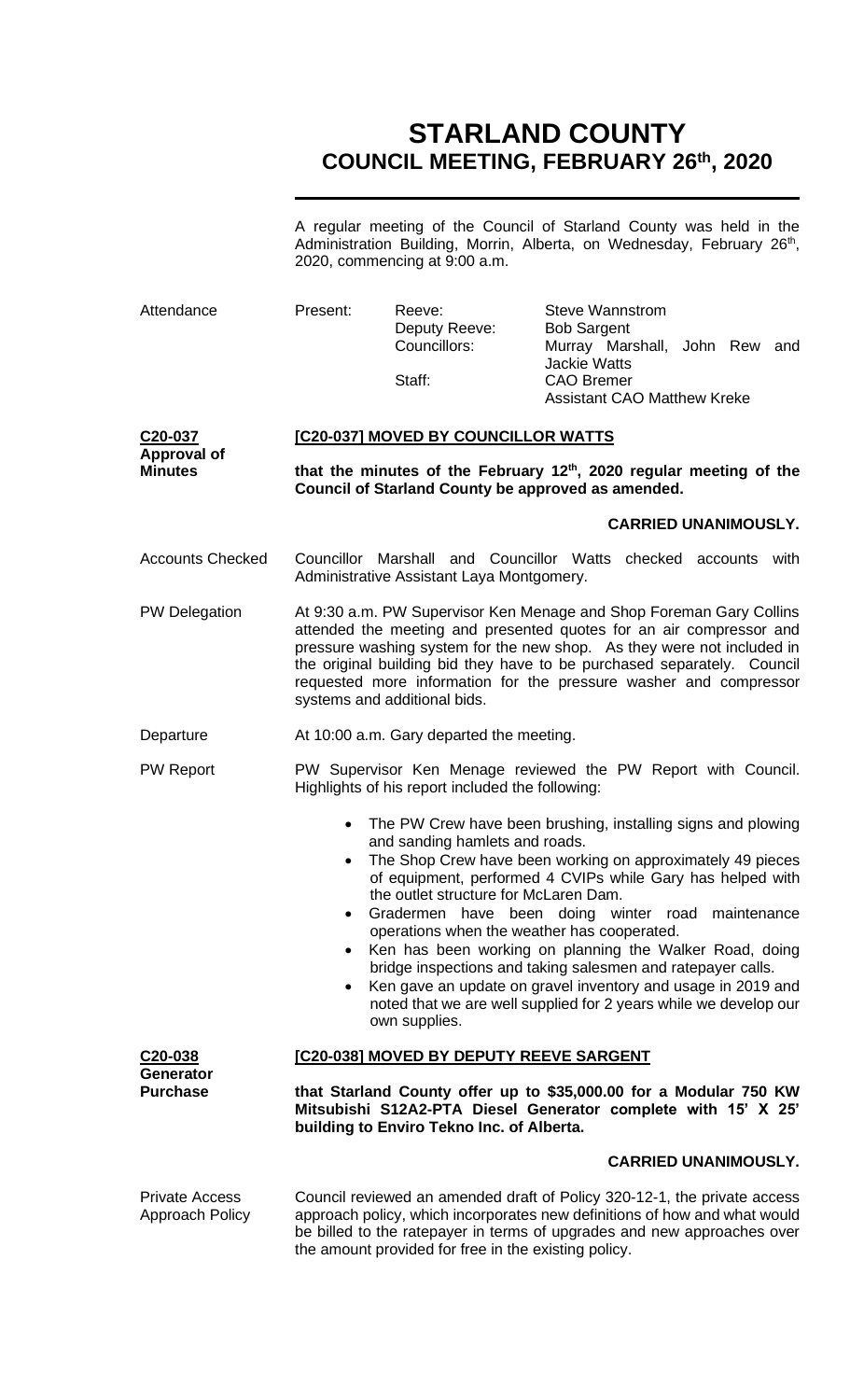# STARLAND COUNTY
## COUNCIL MEETING, FEBRUARY 26th, 2020

A regular meeting of the Council of Starland County was held in the Administration Building, Morrin, Alberta, on Wednesday, February 26th, 2020, commencing at 9:00 a.m.

| Attendance | Present: | Reeve: | Steve Wannstrom |
|---|---|---|---|
| | | Deputy Reeve: | Bob Sargent |
| | | Councillors: | Murray Marshall, John Rew and Jackie Watts |
| | | Staff: | CAO Bremer |
| | | | Assistant CAO Matthew Kreke |

**C20-037**
**Approval of Minutes**

**[C20-037] MOVED BY COUNCILLOR WATTS**

**that the minutes of the February 12th, 2020 regular meeting of the Council of Starland County be approved as amended.**

**CARRIED UNANIMOUSLY.**

Accounts Checked

Councillor Marshall and Councillor Watts checked accounts with Administrative Assistant Laya Montgomery.

PW Delegation

At 9:30 a.m. PW Supervisor Ken Menage and Shop Foreman Gary Collins attended the meeting and presented quotes for an air compressor and pressure washing system for the new shop. As they were not included in the original building bid they have to be purchased separately. Council requested more information for the pressure washer and compressor systems and additional bids.

Departure

At 10:00 a.m. Gary departed the meeting.

PW Report

PW Supervisor Ken Menage reviewed the PW Report with Council. Highlights of his report included the following:

- The PW Crew have been brushing, installing signs and plowing and sanding hamlets and roads.
- The Shop Crew have been working on approximately 49 pieces of equipment, performed 4 CVIPs while Gary has helped with the outlet structure for McLaren Dam.
- Gradermen have been doing winter road maintenance operations when the weather has cooperated.
- Ken has been working on planning the Walker Road, doing bridge inspections and taking salesmen and ratepayer calls.
- Ken gave an update on gravel inventory and usage in 2019 and noted that we are well supplied for 2 years while we develop our own supplies.

**C20-038**
**Generator Purchase**

**[C20-038] MOVED BY DEPUTY REEVE SARGENT**

**that Starland County offer up to $35,000.00 for a Modular 750 KW Mitsubishi S12A2-PTA Diesel Generator complete with 15' X 25' building to Enviro Tekno Inc. of Alberta.**

**CARRIED UNANIMOUSLY.**

Private Access Approach Policy

Council reviewed an amended draft of Policy 320-12-1, the private access approach policy, which incorporates new definitions of how and what would be billed to the ratepayer in terms of upgrades and new approaches over the amount provided for free in the existing policy.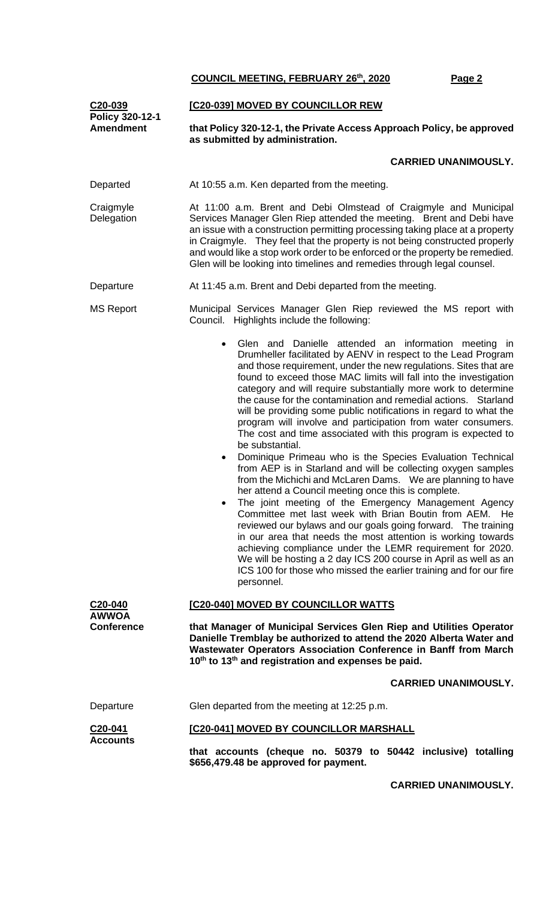**C20-039**
**Policy 320-12-1 Amendment**

**[C20-039] MOVED BY COUNCILLOR REW**

**that Policy 320-12-1, the Private Access Approach Policy, be approved as submitted by administration.**

**CARRIED UNANIMOUSLY.**

Departed

At 10:55 a.m. Ken departed from the meeting.

Craigmyle Delegation

At 11:00 a.m. Brent and Debi Olmstead of Craigmyle and Municipal Services Manager Glen Riep attended the meeting. Brent and Debi have an issue with a construction permitting processing taking place at a property in Craigmyle. They feel that the property is not being constructed properly and would like a stop work order to be enforced or the property be remedied. Glen will be looking into timelines and remedies through legal counsel.

Departure

At 11:45 a.m. Brent and Debi departed from the meeting.

MS Report

Municipal Services Manager Glen Riep reviewed the MS report with Council. Highlights include the following:

- Glen and Danielle attended an information meeting in Drumheller facilitated by AENV in respect to the Lead Program and those requirement, under the new regulations. Sites that are found to exceed those MAC limits will fall into the investigation category and will require substantially more work to determine the cause for the contamination and remedial actions. Starland will be providing some public notifications in regard to what the program will involve and participation from water consumers. The cost and time associated with this program is expected to be substantial.
- Dominique Primeau who is the Species Evaluation Technical from AEP is in Starland and will be collecting oxygen samples from the Michichi and McLaren Dams. We are planning to have her attend a Council meeting once this is complete.
- The joint meeting of the Emergency Management Agency Committee met last week with Brian Boutin from AEM. He reviewed our bylaws and our goals going forward. The training in our area that needs the most attention is working towards achieving compliance under the LEMR requirement for 2020. We will be hosting a 2 day ICS 200 course in April as well as an ICS 100 for those who missed the earlier training and for our fire personnel.

**C20-040**
**AWWOA Conference**

**[C20-040] MOVED BY COUNCILLOR WATTS**

**that Manager of Municipal Services Glen Riep and Utilities Operator Danielle Tremblay be authorized to attend the 2020 Alberta Water and Wastewater Operators Association Conference in Banff from March 10th to 13th and registration and expenses be paid.**

**CARRIED UNANIMOUSLY.**

Departure

Glen departed from the meeting at 12:25 p.m.

**C20-041**
**Accounts**

**[C20-041] MOVED BY COUNCILLOR MARSHALL**

**that accounts (cheque no. 50379 to 50442 inclusive) totalling $656,479.48 be approved for payment.**

**CARRIED UNANIMOUSLY.**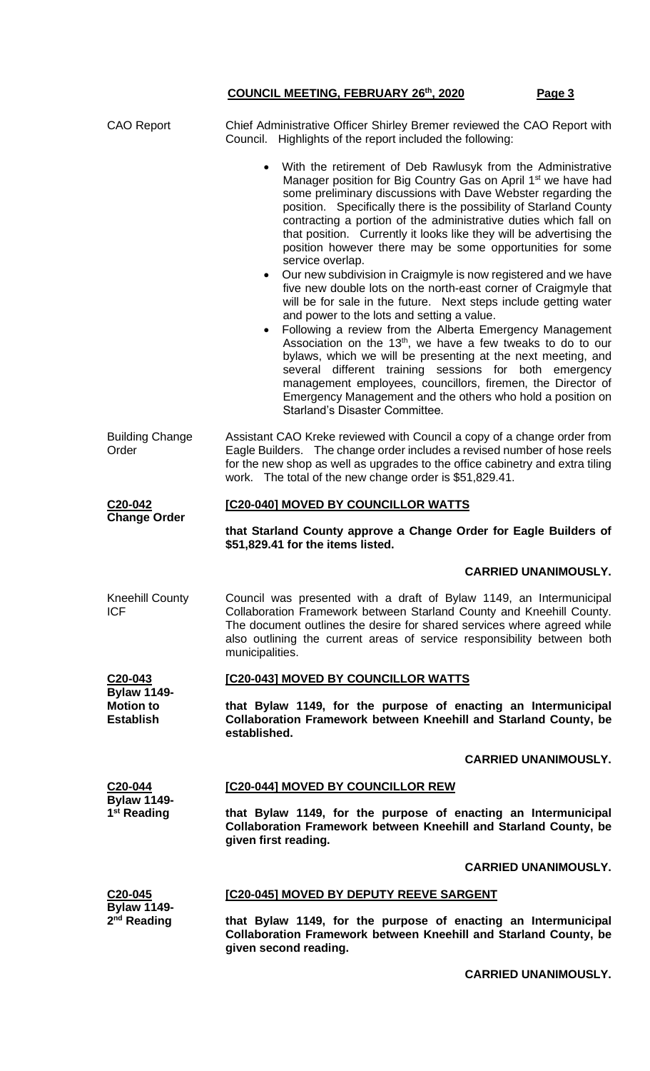CAO Report

Chief Administrative Officer Shirley Bremer reviewed the CAO Report with Council. Highlights of the report included the following:

- With the retirement of Deb Rawlusyk from the Administrative Manager position for Big Country Gas on April 1st we have had some preliminary discussions with Dave Webster regarding the position. Specifically there is the possibility of Starland County contracting a portion of the administrative duties which fall on that position. Currently it looks like they will be advertising the position however there may be some opportunities for some service overlap.
- Our new subdivision in Craigmyle is now registered and we have five new double lots on the north-east corner of Craigmyle that will be for sale in the future. Next steps include getting water and power to the lots and setting a value.
- Following a review from the Alberta Emergency Management Association on the 13th, we have a few tweaks to do to our bylaws, which we will be presenting at the next meeting, and several different training sessions for both emergency management employees, councillors, firemen, the Director of Emergency Management and the others who hold a position on Starland's Disaster Committee.

Building Change Order

Assistant CAO Kreke reviewed with Council a copy of a change order from Eagle Builders. The change order includes a revised number of hose reels for the new shop as well as upgrades to the office cabinetry and extra tiling work. The total of the new change order is $51,829.41.

**C20-042**
**Change Order**

**[C20-040] MOVED BY COUNCILLOR WATTS**

**that Starland County approve a Change Order for Eagle Builders of $51,829.41 for the items listed.**

**CARRIED UNANIMOUSLY.**

Kneehill County ICF

Council was presented with a draft of Bylaw 1149, an Intermunicipal Collaboration Framework between Starland County and Kneehill County. The document outlines the desire for shared services where agreed while also outlining the current areas of service responsibility between both municipalities.

**C20-043**
**Bylaw 1149- Motion to Establish**

**[C20-043] MOVED BY COUNCILLOR WATTS**

**that Bylaw 1149, for the purpose of enacting an Intermunicipal Collaboration Framework between Kneehill and Starland County, be established.**

**CARRIED UNANIMOUSLY.**

**C20-044**
**Bylaw 1149- 1st Reading**

**[C20-044] MOVED BY COUNCILLOR REW**

**that Bylaw 1149, for the purpose of enacting an Intermunicipal Collaboration Framework between Kneehill and Starland County, be given first reading.**

**CARRIED UNANIMOUSLY.**

**C20-045**
**Bylaw 1149- 2nd Reading**

**[C20-045] MOVED BY DEPUTY REEVE SARGENT**

**that Bylaw 1149, for the purpose of enacting an Intermunicipal Collaboration Framework between Kneehill and Starland County, be given second reading.**

**CARRIED UNANIMOUSLY.**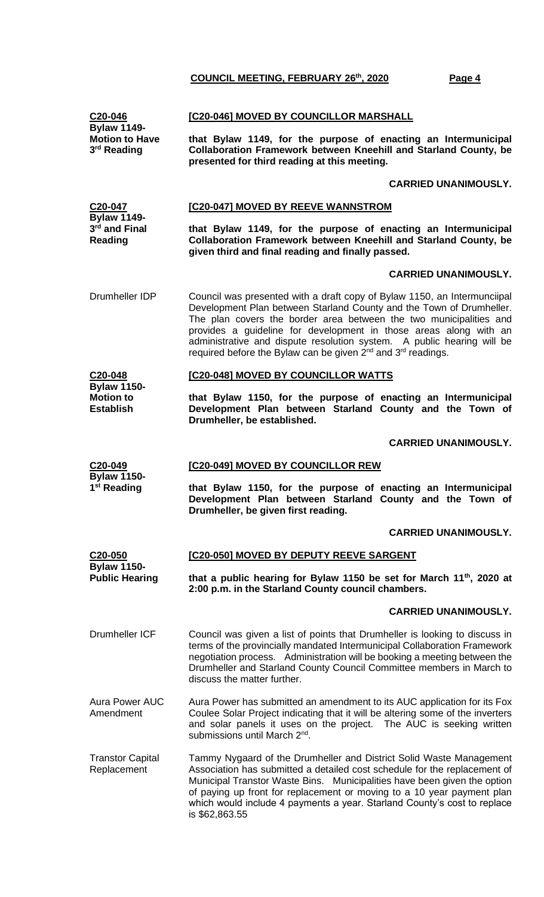**C20-046**
**Bylaw 1149- Motion to Have 3rd Reading**

**[C20-046] MOVED BY COUNCILLOR MARSHALL**

**that Bylaw 1149, for the purpose of enacting an Intermunicipal Collaboration Framework between Kneehill and Starland County, be presented for third reading at this meeting.**

**CARRIED UNANIMOUSLY.**

**C20-047**
**Bylaw 1149- 3rd and Final Reading**

**[C20-047] MOVED BY REEVE WANNSTROM**

**that Bylaw 1149, for the purpose of enacting an Intermunicipal Collaboration Framework between Kneehill and Starland County, be given third and final reading and finally passed.**

**CARRIED UNANIMOUSLY.**

Drumheller IDP

Council was presented with a draft copy of Bylaw 1150, an Intermunciipal Development Plan between Starland County and the Town of Drumheller. The plan covers the border area between the two municipalities and provides a guideline for development in those areas along with an administrative and dispute resolution system. A public hearing will be required before the Bylaw can be given 2nd and 3rd readings.

**C20-048**
**Bylaw 1150- Motion to Establish**

**[C20-048] MOVED BY COUNCILLOR WATTS**

**that Bylaw 1150, for the purpose of enacting an Intermunicipal Development Plan between Starland County and the Town of Drumheller, be established.**

**CARRIED UNANIMOUSLY.**

**C20-049**
**Bylaw 1150- 1st Reading**

**[C20-049] MOVED BY COUNCILLOR REW**

**that Bylaw 1150, for the purpose of enacting an Intermunicipal Development Plan between Starland County and the Town of Drumheller, be given first reading.**

**CARRIED UNANIMOUSLY.**

**C20-050**
**Bylaw 1150- Public Hearing**

**[C20-050] MOVED BY DEPUTY REEVE SARGENT**

**that a public hearing for Bylaw 1150 be set for March 11th, 2020 at 2:00 p.m. in the Starland County council chambers.**

**CARRIED UNANIMOUSLY.**

Drumheller ICF

Council was given a list of points that Drumheller is looking to discuss in terms of the provincially mandated Intermunicipal Collaboration Framework negotiation process. Administration will be booking a meeting between the Drumheller and Starland County Council Committee members in March to discuss the matter further.

Aura Power AUC Amendment

Aura Power has submitted an amendment to its AUC application for its Fox Coulee Solar Project indicating that it will be altering some of the inverters and solar panels it uses on the project. The AUC is seeking written submissions until March 2nd.

Transtor Capital Replacement

Tammy Nygaard of the Drumheller and District Solid Waste Management Association has submitted a detailed cost schedule for the replacement of Municipal Transtor Waste Bins. Municipalities have been given the option of paying up front for replacement or moving to a 10 year payment plan which would include 4 payments a year. Starland County's cost to replace is $62,863.55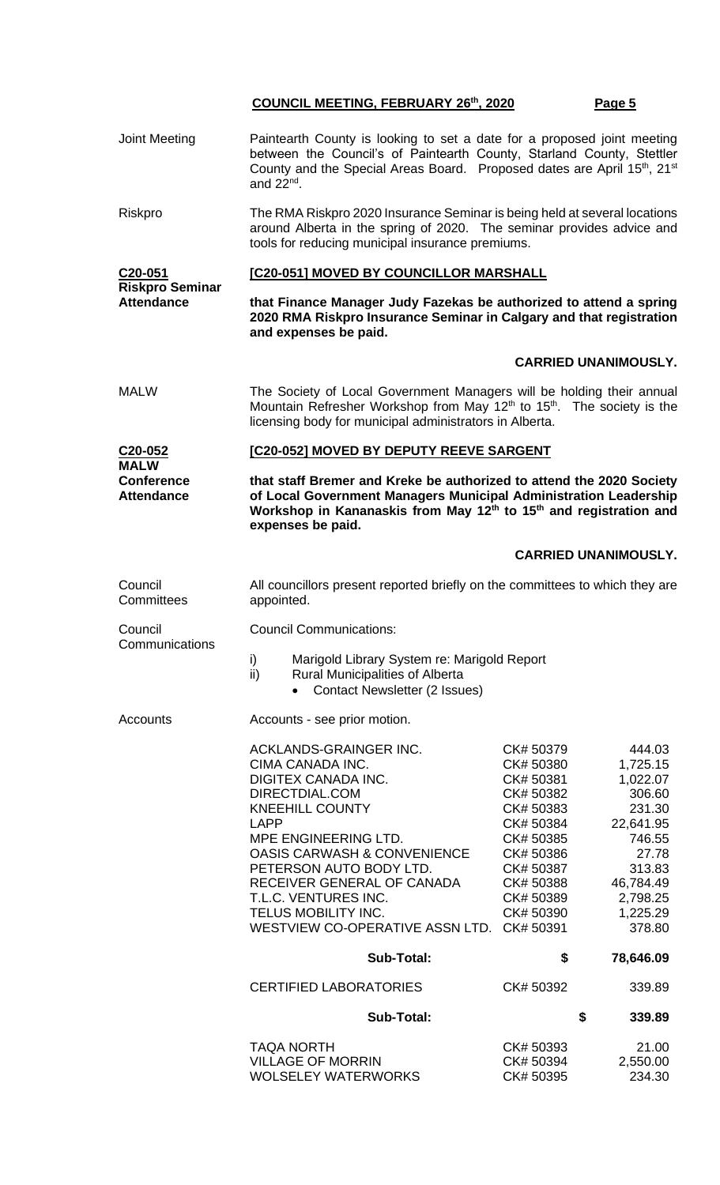Joint Meeting

Paintearth County is looking to set a date for a proposed joint meeting between the Council's of Paintearth County, Starland County, Stettler County and the Special Areas Board. Proposed dates are April 15th, 21st and 22nd.

Riskpro

The RMA Riskpro 2020 Insurance Seminar is being held at several locations around Alberta in the spring of 2020. The seminar provides advice and tools for reducing municipal insurance premiums.

**C20-051**
**Riskpro Seminar Attendance**

**[C20-051] MOVED BY COUNCILLOR MARSHALL**

**that Finance Manager Judy Fazekas be authorized to attend a spring 2020 RMA Riskpro Insurance Seminar in Calgary and that registration and expenses be paid.**

**CARRIED UNANIMOUSLY.**

MALW

The Society of Local Government Managers will be holding their annual Mountain Refresher Workshop from May 12th to 15th. The society is the licensing body for municipal administrators in Alberta.

**C20-052**
**MALW Conference Attendance**

**[C20-052] MOVED BY DEPUTY REEVE SARGENT**

**that staff Bremer and Kreke be authorized to attend the 2020 Society of Local Government Managers Municipal Administration Leadership Workshop in Kananaskis from May 12th to 15th and registration and expenses be paid.**

**CARRIED UNANIMOUSLY.**

Council Committees

All councillors present reported briefly on the committees to which they are appointed.

Council Communications

Council Communications:

i) Marigold Library System re: Marigold Report
ii) Rural Municipalities of Alberta
    - Contact Newsletter (2 Issues)

Accounts

Accounts - see prior motion.

| | | |
|---|---|---|
| ACKLANDS-GRAINGER INC. | CK# 50379 | 444.03 |
| CIMA CANADA INC. | CK# 50380 | 1,725.15 |
| DIGITEX CANADA INC. | CK# 50381 | 1,022.07 |
| DIRECTDIAL.COM | CK# 50382 | 306.60 |
| KNEEHILL COUNTY | CK# 50383 | 231.30 |
| LAPP | CK# 50384 | 22,641.95 |
| MPE ENGINEERING LTD. | CK# 50385 | 746.55 |
| OASIS CARWASH & CONVENIENCE | CK# 50386 | 27.78 |
| PETERSON AUTO BODY LTD. | CK# 50387 | 313.83 |
| RECEIVER GENERAL OF CANADA | CK# 50388 | 46,784.49 |
| T.L.C. VENTURES INC. | CK# 50389 | 2,798.25 |
| TELUS MOBILITY INC. | CK# 50390 | 1,225.29 |
| WESTVIEW CO-OPERATIVE ASSN LTD. | CK# 50391 | 378.80 |
| **Sub-Total:** | **$** | **78,646.09** |
| CERTIFIED LABORATORIES | CK# 50392 | 339.89 |
| **Sub-Total:** | **$** | **339.89** |
| TAQA NORTH | CK# 50393 | 21.00 |
| VILLAGE OF MORRIN | CK# 50394 | 2,550.00 |
| WOLSELEY WATERWORKS | CK# 50395 | 234.30 |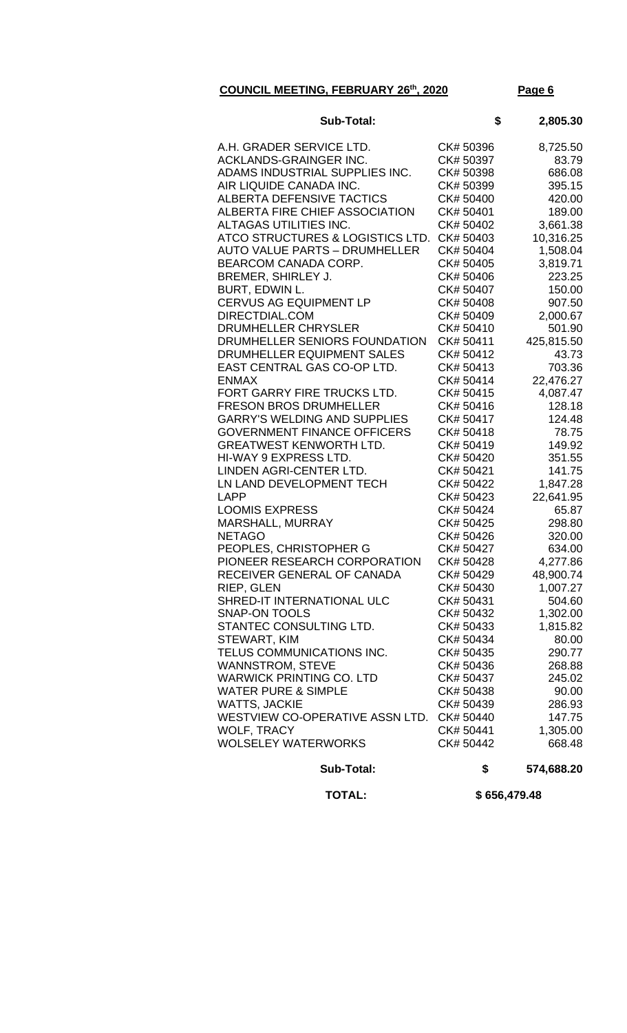**COUNCIL MEETING, FEBRUARY 26th, 2020**

| | | |
|---|---|---|
| **Sub-Total:** | **$** | **2,805.30** |
| A.H. GRADER SERVICE LTD. | CK# 50396 | 8,725.50 |
| ACKLANDS-GRAINGER INC. | CK# 50397 | 83.79 |
| ADAMS INDUSTRIAL SUPPLIES INC. | CK# 50398 | 686.08 |
| AIR LIQUIDE CANADA INC. | CK# 50399 | 395.15 |
| ALBERTA DEFENSIVE TACTICS | CK# 50400 | 420.00 |
| ALBERTA FIRE CHIEF ASSOCIATION | CK# 50401 | 189.00 |
| ALTAGAS UTILITIES INC. | CK# 50402 | 3,661.38 |
| ATCO STRUCTURES & LOGISTICS LTD. | CK# 50403 | 10,316.25 |
| AUTO VALUE PARTS – DRUMHELLER | CK# 50404 | 1,508.04 |
| BEARCOM CANADA CORP. | CK# 50405 | 3,819.71 |
| BREMER, SHIRLEY J. | CK# 50406 | 223.25 |
| BURT, EDWIN L. | CK# 50407 | 150.00 |
| CERVUS AG EQUIPMENT LP | CK# 50408 | 907.50 |
| DIRECTDIAL.COM | CK# 50409 | 2,000.67 |
| DRUMHELLER CHRYSLER | CK# 50410 | 501.90 |
| DRUMHELLER SENIORS FOUNDATION | CK# 50411 | 425,815.50 |
| DRUMHELLER EQUIPMENT SALES | CK# 50412 | 43.73 |
| EAST CENTRAL GAS CO-OP LTD. | CK# 50413 | 703.36 |
| ENMAX | CK# 50414 | 22,476.27 |
| FORT GARRY FIRE TRUCKS LTD. | CK# 50415 | 4,087.47 |
| FRESON BROS DRUMHELLER | CK# 50416 | 128.18 |
| GARRY'S WELDING AND SUPPLIES | CK# 50417 | 124.48 |
| GOVERNMENT FINANCE OFFICERS | CK# 50418 | 78.75 |
| GREATWEST KENWORTH LTD. | CK# 50419 | 149.92 |
| HI-WAY 9 EXPRESS LTD. | CK# 50420 | 351.55 |
| LINDEN AGRI-CENTER LTD. | CK# 50421 | 141.75 |
| LN LAND DEVELOPMENT TECH | CK# 50422 | 1,847.28 |
| LAPP | CK# 50423 | 22,641.95 |
| LOOMIS EXPRESS | CK# 50424 | 65.87 |
| MARSHALL, MURRAY | CK# 50425 | 298.80 |
| NETAGO | CK# 50426 | 320.00 |
| PEOPLES, CHRISTOPHER G | CK# 50427 | 634.00 |
| PIONEER RESEARCH CORPORATION | CK# 50428 | 4,277.86 |
| RECEIVER GENERAL OF CANADA | CK# 50429 | 48,900.74 |
| RIEP, GLEN | CK# 50430 | 1,007.27 |
| SHRED-IT INTERNATIONAL ULC | CK# 50431 | 504.60 |
| SNAP-ON TOOLS | CK# 50432 | 1,302.00 |
| STANTEC CONSULTING LTD. | CK# 50433 | 1,815.82 |
| STEWART, KIM | CK# 50434 | 80.00 |
| TELUS COMMUNICATIONS INC. | CK# 50435 | 290.77 |
| WANNSTROM, STEVE | CK# 50436 | 268.88 |
| WARWICK PRINTING CO. LTD | CK# 50437 | 245.02 |
| WATER PURE & SIMPLE | CK# 50438 | 90.00 |
| WATTS, JACKIE | CK# 50439 | 286.93 |
| WESTVIEW CO-OPERATIVE ASSN LTD. | CK# 50440 | 147.75 |
| WOLF, TRACY | CK# 50441 | 1,305.00 |
| WOLSELEY WATERWORKS | CK# 50442 | 668.48 |
| **Sub-Total:** | **$** | **574,688.20** |
| **TOTAL:** | **$ 656,479.48** | |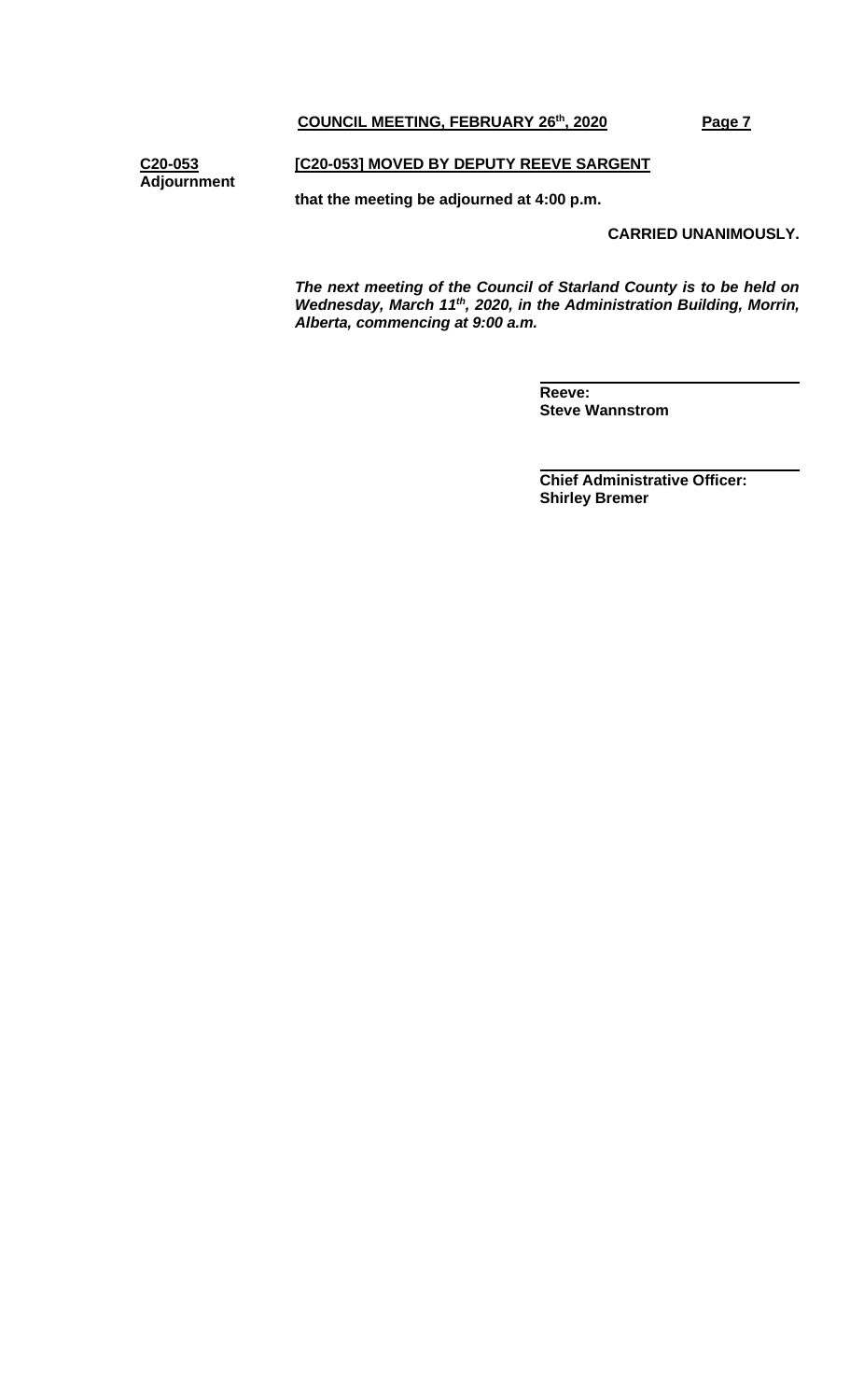**C20-053**
**Adjournment**

**[C20-053] MOVED BY DEPUTY REEVE SARGENT**

**that the meeting be adjourned at 4:00 p.m.**

**CARRIED UNANIMOUSLY.**

***The next meeting of the Council of Starland County is to be held on Wednesday, March 11th, 2020, in the Administration Building, Morrin, Alberta, commencing at 9:00 a.m.***

______________________________
**Reeve:**
**Steve Wannstrom**

______________________________
**Chief Administrative Officer:**
**Shirley Bremer**